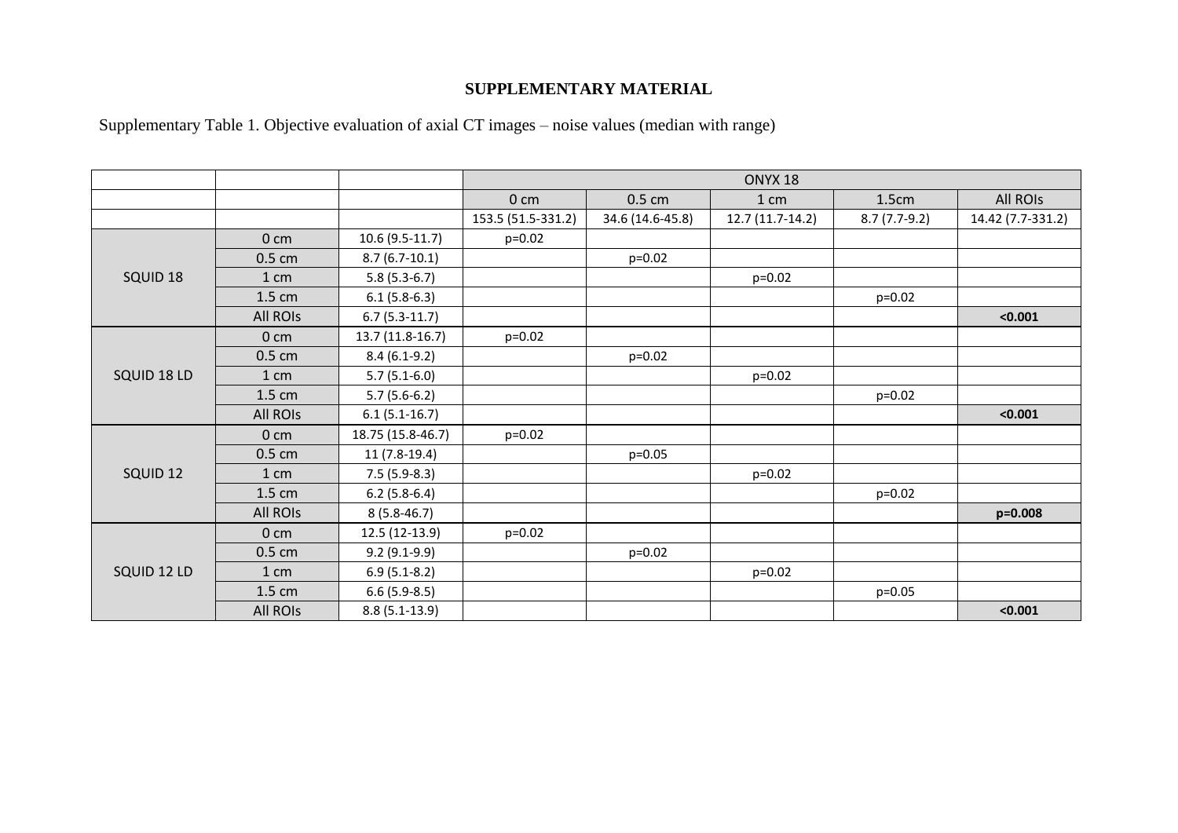## SUPPLEMENTARY MATERIAL

Supplementary Table 1. Objective evaluation of axial CT images – noise values (median with range)

| | | | ONYX 18 | | | | |
|---|---|---|---|---|---|---|---|
| | | | 0 cm | 0.5 cm | 1 cm | 1.5cm | All ROIs |
| | | | 153.5 (51.5-331.2) | 34.6 (14.6-45.8) | 12.7 (11.7-14.2) | 8.7 (7.7-9.2) | 14.42 (7.7-331.2) |
| SQUID 18 | 0 cm | 10.6 (9.5-11.7) | p=0.02 | | | | |
| | 0.5 cm | 8.7 (6.7-10.1) | | p=0.02 | | | |
| | 1 cm | 5.8 (5.3-6.7) | | | p=0.02 | | |
| | 1.5 cm | 6.1 (5.8-6.3) | | | | p=0.02 | |
| | All ROIs | 6.7 (5.3-11.7) | | | | | **<0.001** |
| SQUID 18 LD | 0 cm | 13.7 (11.8-16.7) | p=0.02 | | | | |
| | 0.5 cm | 8.4 (6.1-9.2) | | p=0.02 | | | |
| | 1 cm | 5.7 (5.1-6.0) | | | p=0.02 | | |
| | 1.5 cm | 5.7 (5.6-6.2) | | | | p=0.02 | |
| | All ROIs | 6.1 (5.1-16.7) | | | | | **<0.001** |
| SQUID 12 | 0 cm | 18.75 (15.8-46.7) | p=0.02 | | | | |
| | 0.5 cm | 11 (7.8-19.4) | | p=0.05 | | | |
| | 1 cm | 7.5 (5.9-8.3) | | | p=0.02 | | |
| | 1.5 cm | 6.2 (5.8-6.4) | | | | p=0.02 | |
| | All ROIs | 8 (5.8-46.7) | | | | | **p=0.008** |
| SQUID 12 LD | 0 cm | 12.5 (12-13.9) | p=0.02 | | | | |
| | 0.5 cm | 9.2 (9.1-9.9) | | p=0.02 | | | |
| | 1 cm | 6.9 (5.1-8.2) | | | p=0.02 | | |
| | 1.5 cm | 6.6 (5.9-8.5) | | | | p=0.05 | |
| | All ROIs | 8.8 (5.1-13.9) | | | | | **<0.001** |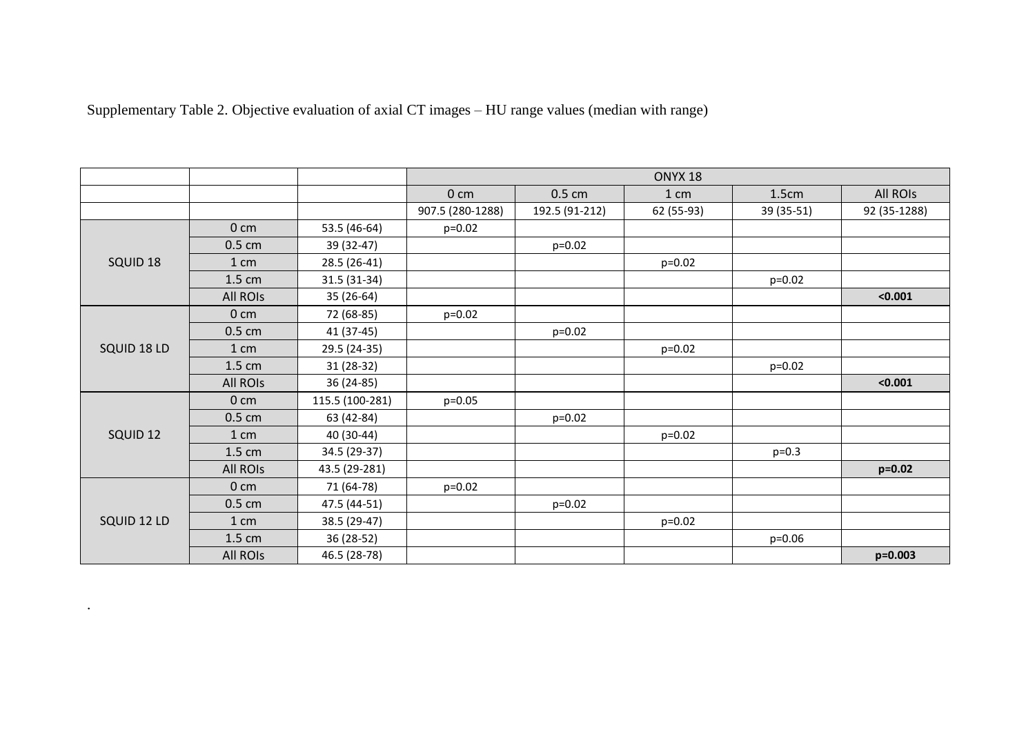Supplementary Table 2. Objective evaluation of axial CT images – HU range values (median with range)

| | | | ONYX 18 | | | | |
|---|---|---|---|---|---|---|---|
| | | | 0 cm | 0.5 cm | 1 cm | 1.5cm | All ROIs |
| | | | 907.5 (280-1288) | 192.5 (91-212) | 62 (55-93) | 39 (35-51) | 92 (35-1288) |
| SQUID 18 | 0 cm | 53.5 (46-64) | p=0.02 | | | | |
| | 0.5 cm | 39 (32-47) | | p=0.02 | | | |
| | 1 cm | 28.5 (26-41) | | | p=0.02 | | |
| | 1.5 cm | 31.5 (31-34) | | | | p=0.02 | |
| | All ROIs | 35 (26-64) | | | | | **<0.001** |
| SQUID 18 LD | 0 cm | 72 (68-85) | p=0.02 | | | | |
| | 0.5 cm | 41 (37-45) | | p=0.02 | | | |
| | 1 cm | 29.5 (24-35) | | | p=0.02 | | |
| | 1.5 cm | 31 (28-32) | | | | p=0.02 | |
| | All ROIs | 36 (24-85) | | | | | **<0.001** |
| SQUID 12 | 0 cm | 115.5 (100-281) | p=0.05 | | | | |
| | 0.5 cm | 63 (42-84) | | p=0.02 | | | |
| | 1 cm | 40 (30-44) | | | p=0.02 | | |
| | 1.5 cm | 34.5 (29-37) | | | | p=0.3 | |
| | All ROIs | 43.5 (29-281) | | | | | **p=0.02** |
| SQUID 12 LD | 0 cm | 71 (64-78) | p=0.02 | | | | |
| | 0.5 cm | 47.5 (44-51) | | p=0.02 | | | |
| | 1 cm | 38.5 (29-47) | | | p=0.02 | | |
| | 1.5 cm | 36 (28-52) | | | | p=0.06 | |
| | All ROIs | 46.5 (28-78) | | | | | **p=0.003** |

.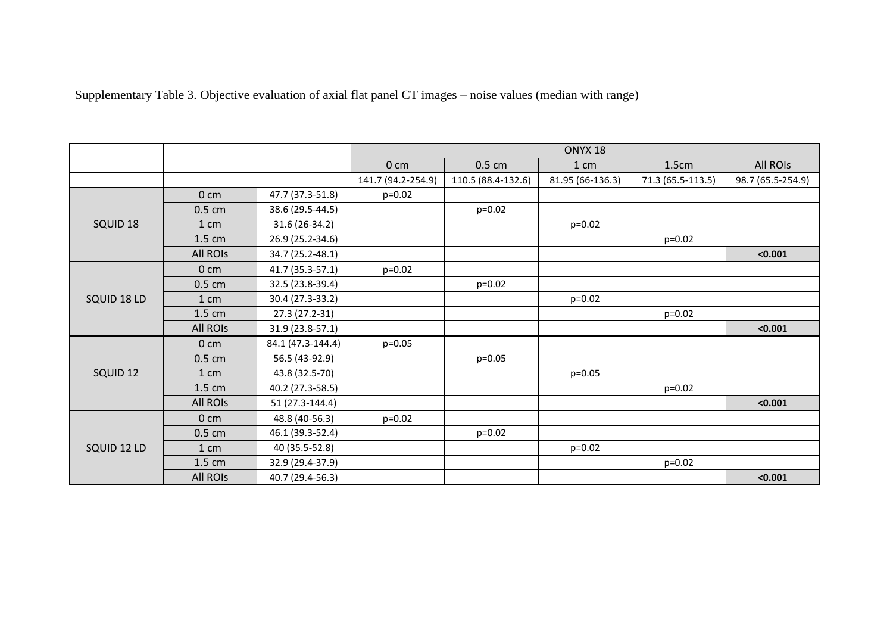Supplementary Table 3. Objective evaluation of axial flat panel CT images – noise values (median with range)

| | | | ONYX 18 | | | | |
|---|---|---|---|---|---|---|---|
| | | | 0 cm | 0.5 cm | 1 cm | 1.5cm | All ROIs |
| | | | 141.7 (94.2-254.9) | 110.5 (88.4-132.6) | 81.95 (66-136.3) | 71.3 (65.5-113.5) | 98.7 (65.5-254.9) |
| SQUID 18 | 0 cm | 47.7 (37.3-51.8) | p=0.02 | | | | |
| | 0.5 cm | 38.6 (29.5-44.5) | | p=0.02 | | | |
| | 1 cm | 31.6 (26-34.2) | | | p=0.02 | | |
| | 1.5 cm | 26.9 (25.2-34.6) | | | | p=0.02 | |
| | All ROIs | 34.7 (25.2-48.1) | | | | | **<0.001** |
| SQUID 18 LD | 0 cm | 41.7 (35.3-57.1) | p=0.02 | | | | |
| | 0.5 cm | 32.5 (23.8-39.4) | | p=0.02 | | | |
| | 1 cm | 30.4 (27.3-33.2) | | | p=0.02 | | |
| | 1.5 cm | 27.3 (27.2-31) | | | | p=0.02 | |
| | All ROIs | 31.9 (23.8-57.1) | | | | | **<0.001** |
| SQUID 12 | 0 cm | 84.1 (47.3-144.4) | p=0.05 | | | | |
| | 0.5 cm | 56.5 (43-92.9) | | p=0.05 | | | |
| | 1 cm | 43.8 (32.5-70) | | | p=0.05 | | |
| | 1.5 cm | 40.2 (27.3-58.5) | | | | p=0.02 | |
| | All ROIs | 51 (27.3-144.4) | | | | | **<0.001** |
| SQUID 12 LD | 0 cm | 48.8 (40-56.3) | p=0.02 | | | | |
| | 0.5 cm | 46.1 (39.3-52.4) | | p=0.02 | | | |
| | 1 cm | 40 (35.5-52.8) | | | p=0.02 | | |
| | 1.5 cm | 32.9 (29.4-37.9) | | | | p=0.02 | |
| | All ROIs | 40.7 (29.4-56.3) | | | | | **<0.001** |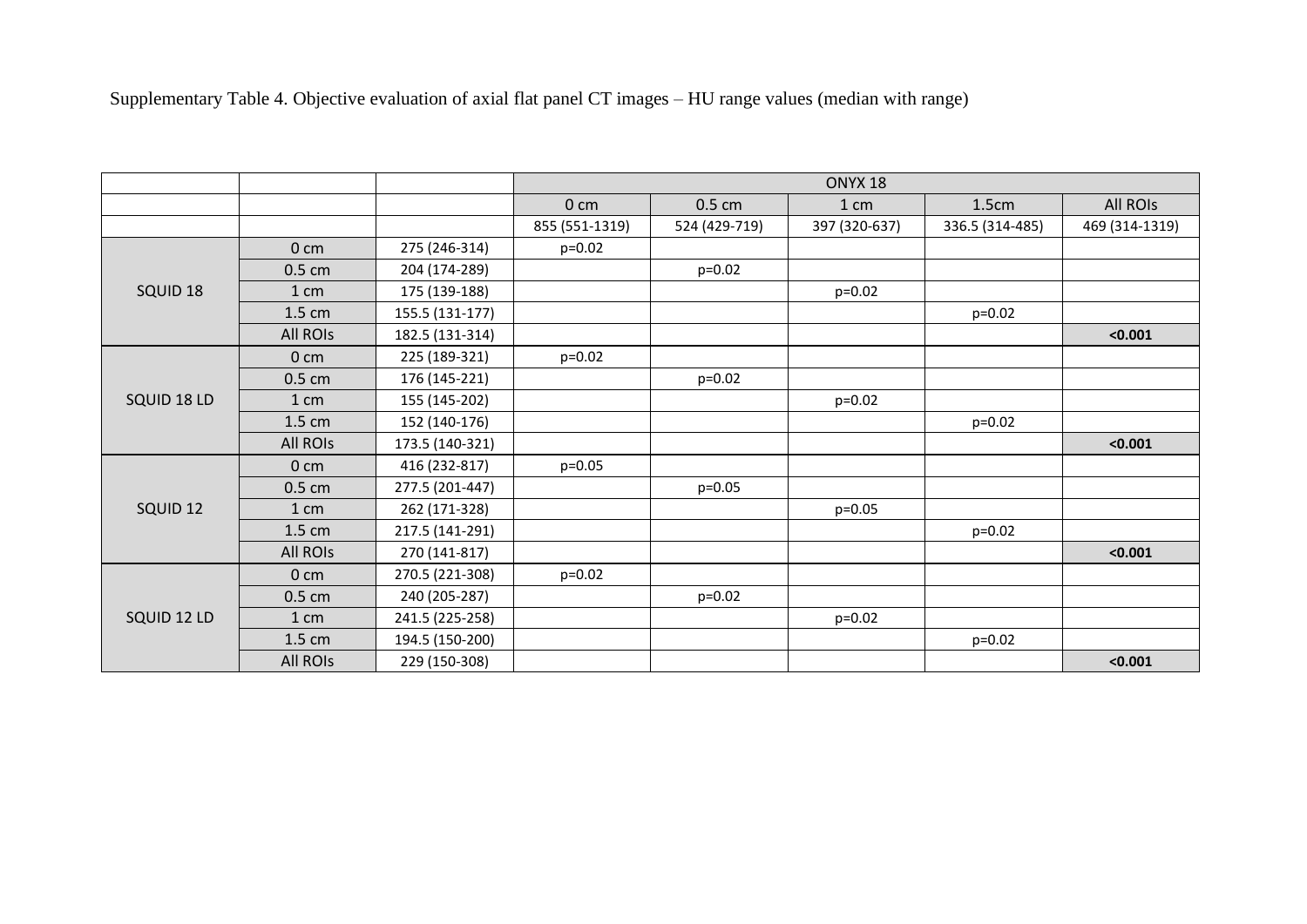Supplementary Table 4. Objective evaluation of axial flat panel CT images – HU range values (median with range)

| | | | ONYX 18 | | | | |
|---|---|---|---|---|---|---|---|
| | | | 0 cm | 0.5 cm | 1 cm | 1.5cm | All ROIs |
| | | | 855 (551-1319) | 524 (429-719) | 397 (320-637) | 336.5 (314-485) | 469 (314-1319) |
| SQUID 18 | 0 cm | 275 (246-314) | p=0.02 | | | | |
| | 0.5 cm | 204 (174-289) | | p=0.02 | | | |
| | 1 cm | 175 (139-188) | | | p=0.02 | | |
| | 1.5 cm | 155.5 (131-177) | | | | p=0.02 | |
| | All ROIs | 182.5 (131-314) | | | | | **<0.001** |
| SQUID 18 LD | 0 cm | 225 (189-321) | p=0.02 | | | | |
| | 0.5 cm | 176 (145-221) | | p=0.02 | | | |
| | 1 cm | 155 (145-202) | | | p=0.02 | | |
| | 1.5 cm | 152 (140-176) | | | | p=0.02 | |
| | All ROIs | 173.5 (140-321) | | | | | **<0.001** |
| SQUID 12 | 0 cm | 416 (232-817) | p=0.05 | | | | |
| | 0.5 cm | 277.5 (201-447) | | p=0.05 | | | |
| | 1 cm | 262 (171-328) | | | p=0.05 | | |
| | 1.5 cm | 217.5 (141-291) | | | | p=0.02 | |
| | All ROIs | 270 (141-817) | | | | | **<0.001** |
| SQUID 12 LD | 0 cm | 270.5 (221-308) | p=0.02 | | | | |
| | 0.5 cm | 240 (205-287) | | p=0.02 | | | |
| | 1 cm | 241.5 (225-258) | | | p=0.02 | | |
| | 1.5 cm | 194.5 (150-200) | | | | p=0.02 | |
| | All ROIs | 229 (150-308) | | | | | **<0.001** |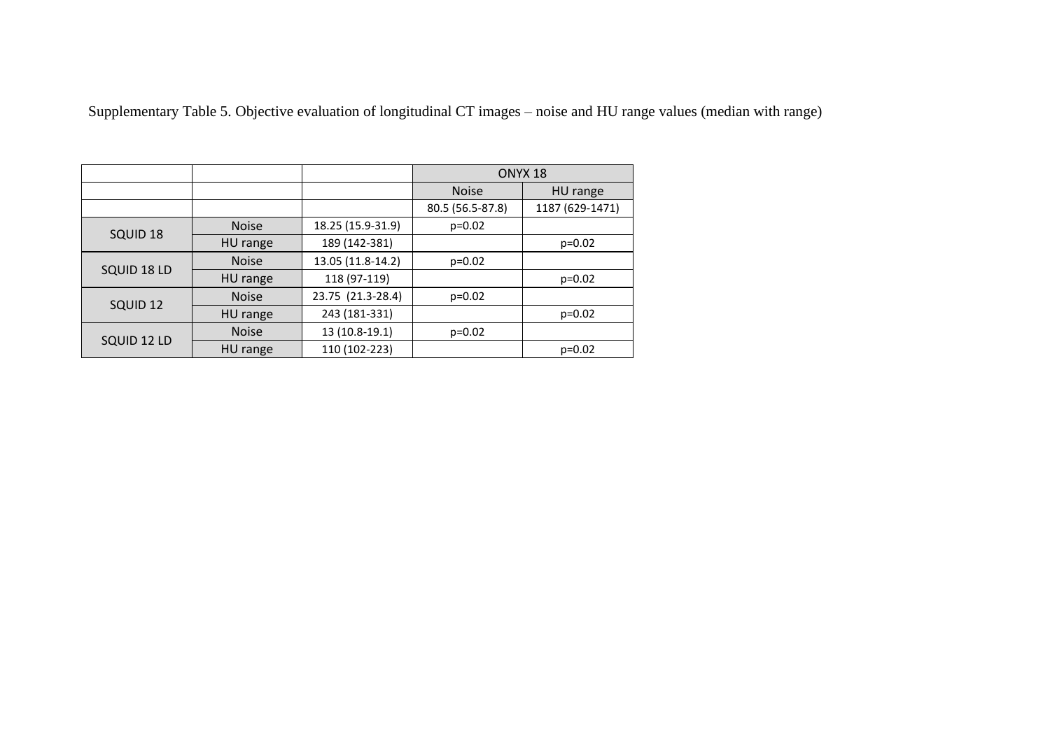Supplementary Table 5. Objective evaluation of longitudinal CT images – noise and HU range values (median with range)

| | | | ONYX 18 | |
|---|---|---|---|---|
| | | | Noise | HU range |
| | | | 80.5 (56.5-87.8) | 1187 (629-1471) |
| SQUID 18 | Noise | 18.25 (15.9-31.9) | p=0.02 | |
| | HU range | 189 (142-381) | | p=0.02 |
| SQUID 18 LD | Noise | 13.05 (11.8-14.2) | p=0.02 | |
| | HU range | 118 (97-119) | | p=0.02 |
| SQUID 12 | Noise | 23.75 (21.3-28.4) | p=0.02 | |
| | HU range | 243 (181-331) | | p=0.02 |
| SQUID 12 LD | Noise | 13 (10.8-19.1) | p=0.02 | |
| | HU range | 110 (102-223) | | p=0.02 |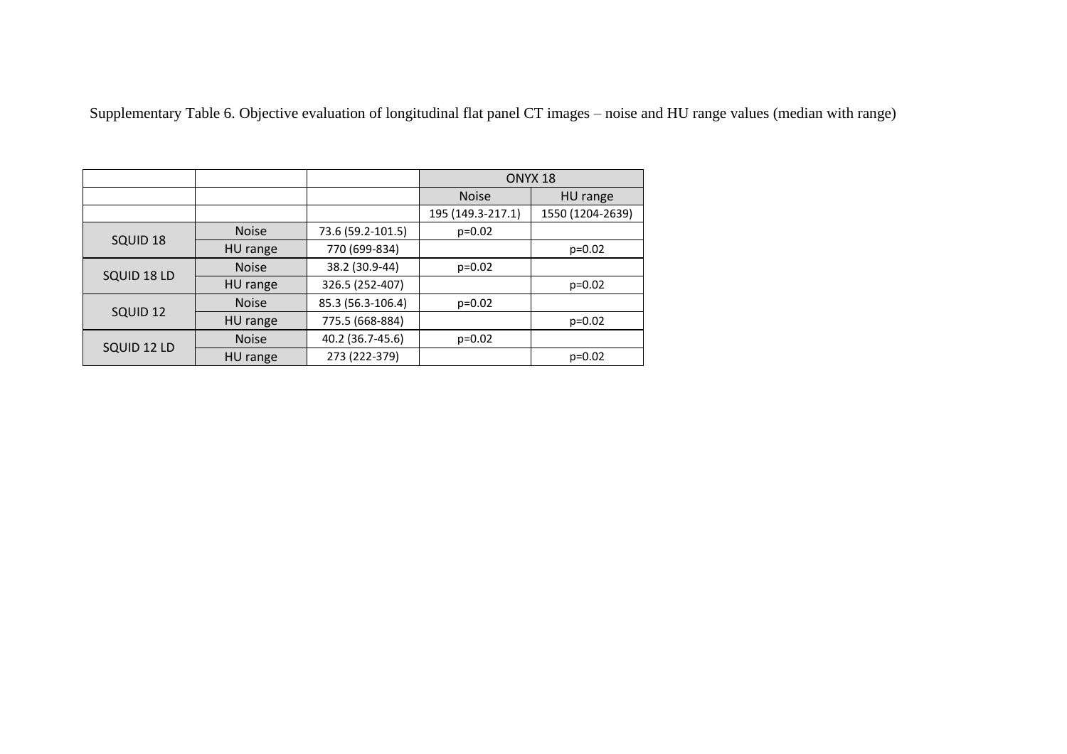Supplementary Table 6. Objective evaluation of longitudinal flat panel CT images – noise and HU range values (median with range)

| | | | ONYX 18 | |
|---|---|---|---|---|
| | | | Noise | HU range |
| | | | 195 (149.3-217.1) | 1550 (1204-2639) |
| SQUID 18 | Noise | 73.6 (59.2-101.5) | p=0.02 | |
| | HU range | 770 (699-834) | | p=0.02 |
| SQUID 18 LD | Noise | 38.2 (30.9-44) | p=0.02 | |
| | HU range | 326.5 (252-407) | | p=0.02 |
| SQUID 12 | Noise | 85.3 (56.3-106.4) | p=0.02 | |
| | HU range | 775.5 (668-884) | | p=0.02 |
| SQUID 12 LD | Noise | 40.2 (36.7-45.6) | p=0.02 | |
| | HU range | 273 (222-379) | | p=0.02 |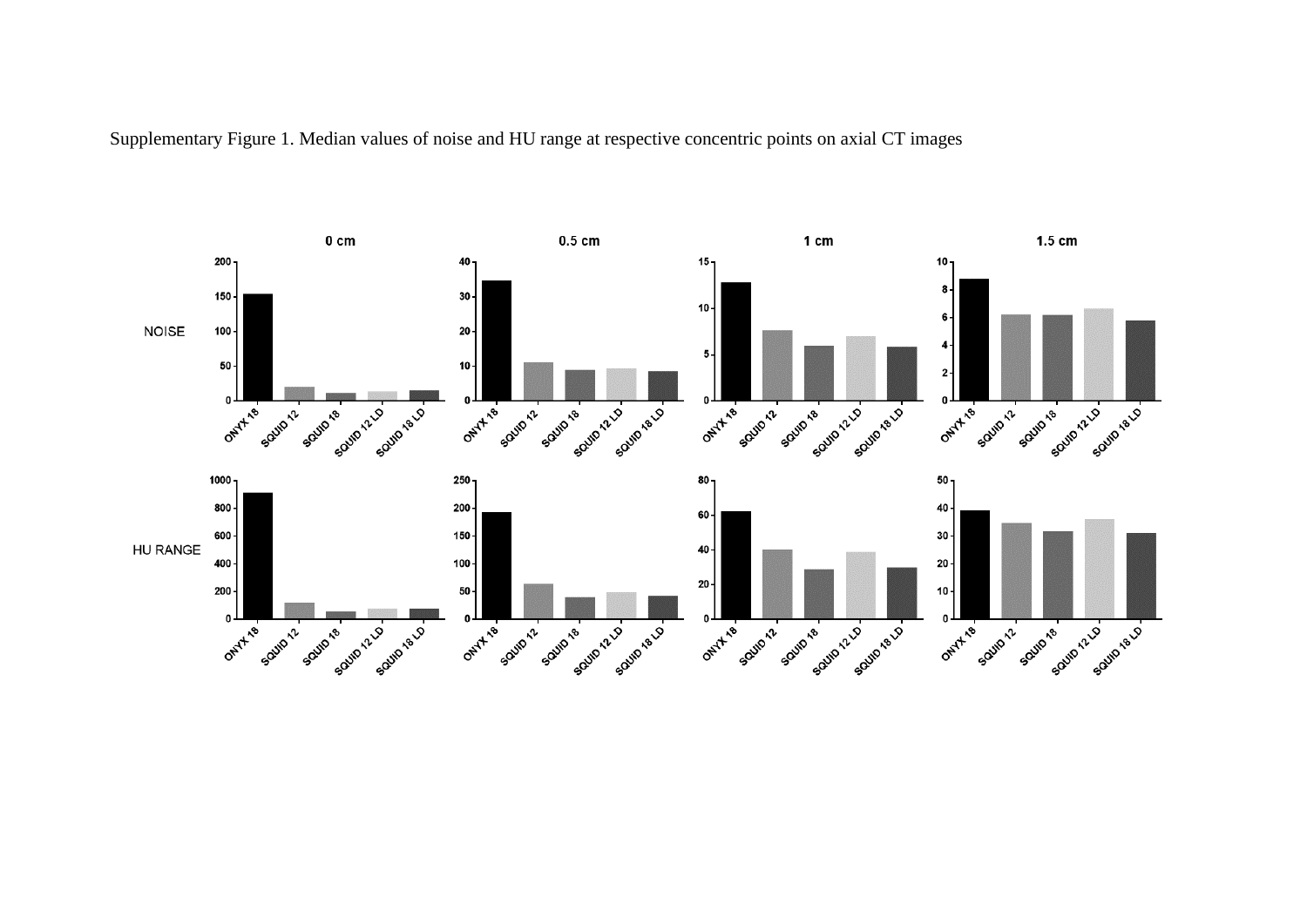Supplementary Figure 1. Median values of noise and HU range at respective concentric points on axial CT images

0 cm

0.5 cm

1 cm

1.5 cm

NOISE

200
150
100
50
0

40
30
20
10
0

15
10
5
0

10
8
6
4
2
0

HU RANGE

1000
800
600
400
200
0

250
200
150
100
50
0

80
60
40
20
0

50
40
30
20
10
0

ONYX 18
SQUID 12
SQUID 18
SQUID 12 LD
SQUID 18 LD